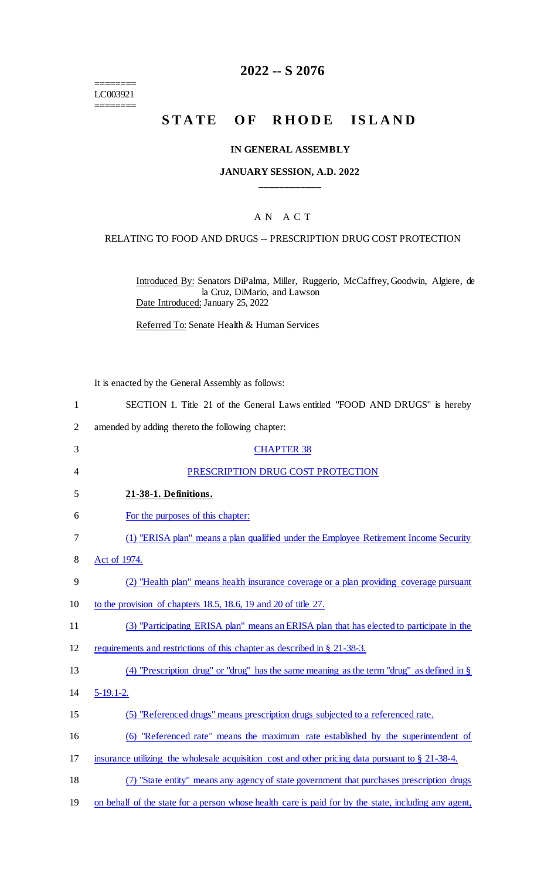========
LC003921
========

# 2022 -- S 2076

# STATE OF RHODE ISLAND

## IN GENERAL ASSEMBLY

### JANUARY SESSION, A.D. 2022

---

A N A C T

RELATING TO FOOD AND DRUGS -- PRESCRIPTION DRUG COST PROTECTION

Introduced By: Senators DiPalma, Miller, Ruggerio, McCaffrey, Goodwin, Algiere, de la Cruz, DiMario, and Lawson

Date Introduced: January 25, 2022

Referred To: Senate Health & Human Services

It is enacted by the General Assembly as follows:

SECTION 1. Title 21 of the General Laws entitled "FOOD AND DRUGS" is hereby amended by adding thereto the following chapter:

CHAPTER 38

PRESCRIPTION DRUG COST PROTECTION

**21-38-1. Definitions.**

For the purposes of this chapter:

(1) "ERISA plan" means a plan qualified under the Employee Retirement Income Security Act of 1974.

(2) "Health plan" means health insurance coverage or a plan providing coverage pursuant to the provision of chapters 18.5, 18.6, 19 and 20 of title 27.

(3) "Participating ERISA plan" means an ERISA plan that has elected to participate in the requirements and restrictions of this chapter as described in § 21-38-3.

(4) "Prescription drug" or "drug" has the same meaning as the term "drug" as defined in § 5-19.1-2.

(5) "Referenced drugs" means prescription drugs subjected to a referenced rate.

(6) "Referenced rate" means the maximum rate established by the superintendent of insurance utilizing the wholesale acquisition cost and other pricing data pursuant to § 21-38-4.

(7) "State entity" means any agency of state government that purchases prescription drugs on behalf of the state for a person whose health care is paid for by the state, including any agent,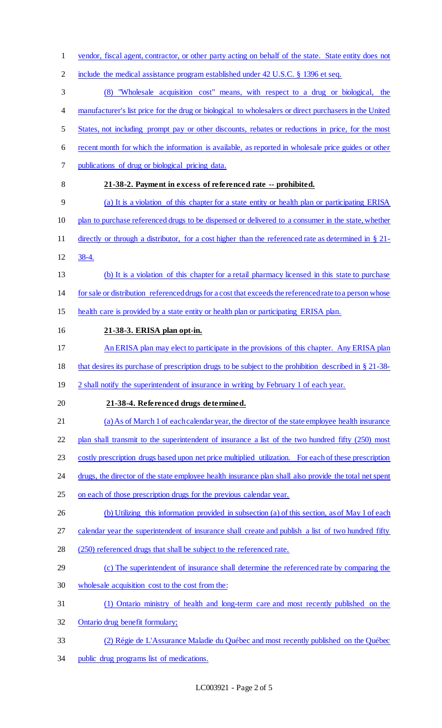vendor, fiscal agent, contractor, or other party acting on behalf of the state. State entity does not include the medical assistance program established under 42 U.S.C. § 1396 et seq.

(8) "Wholesale acquisition cost" means, with respect to a drug or biological, the manufacturer's list price for the drug or biological to wholesalers or direct purchasers in the United States, not including prompt pay or other discounts, rebates or reductions in price, for the most recent month for which the information is available, as reported in wholesale price guides or other publications of drug or biological pricing data.

**21-38-2. Payment in excess of referenced rate -- prohibited.**

(a) It is a violation of this chapter for a state entity or health plan or participating ERISA plan to purchase referenced drugs to be dispensed or delivered to a consumer in the state, whether directly or through a distributor, for a cost higher than the referenced rate as determined in § 21-38-4.

(b) It is a violation of this chapter for a retail pharmacy licensed in this state to purchase for sale or distribution referenced drugs for a cost that exceeds the referenced rate to a person whose health care is provided by a state entity or health plan or participating ERISA plan.

**21-38-3. ERISA plan opt-in.**

An ERISA plan may elect to participate in the provisions of this chapter. Any ERISA plan that desires its purchase of prescription drugs to be subject to the prohibition described in § 21-38-2 shall notify the superintendent of insurance in writing by February 1 of each year.

**21-38-4. Referenced drugs determined.**

(a) As of March 1 of each calendar year, the director of the state employee health insurance plan shall transmit to the superintendent of insurance a list of the two hundred fifty (250) most costly prescription drugs based upon net price multiplied utilization. For each of these prescription drugs, the director of the state employee health insurance plan shall also provide the total net spent on each of those prescription drugs for the previous calendar year.

(b) Utilizing this information provided in subsection (a) of this section, as of May 1 of each calendar year the superintendent of insurance shall create and publish a list of two hundred fifty (250) referenced drugs that shall be subject to the referenced rate.

(c) The superintendent of insurance shall determine the referenced rate by comparing the wholesale acquisition cost to the cost from the:

(1) Ontario ministry of health and long-term care and most recently published on the Ontario drug benefit formulary;

(2) Régie de L'Assurance Maladie du Québec and most recently published on the Québec public drug programs list of medications.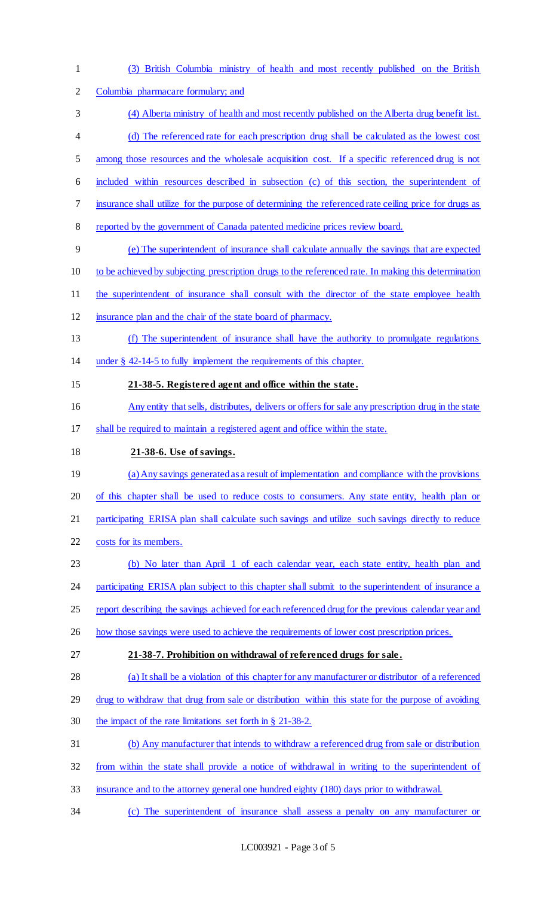(3) British Columbia ministry of health and most recently published on the British Columbia pharmacare formulary; and

(4) Alberta ministry of health and most recently published on the Alberta drug benefit list.

(d) The referenced rate for each prescription drug shall be calculated as the lowest cost among those resources and the wholesale acquisition cost. If a specific referenced drug is not included within resources described in subsection (c) of this section, the superintendent of insurance shall utilize for the purpose of determining the referenced rate ceiling price for drugs as reported by the government of Canada patented medicine prices review board.

(e) The superintendent of insurance shall calculate annually the savings that are expected to be achieved by subjecting prescription drugs to the referenced rate. In making this determination the superintendent of insurance shall consult with the director of the state employee health insurance plan and the chair of the state board of pharmacy.

(f) The superintendent of insurance shall have the authority to promulgate regulations under § 42-14-5 to fully implement the requirements of this chapter.

**21-38-5. Registered agent and office within the state.**

Any entity that sells, distributes, delivers or offers for sale any prescription drug in the state shall be required to maintain a registered agent and office within the state.

**21-38-6. Use of savings.**

(a) Any savings generated as a result of implementation and compliance with the provisions of this chapter shall be used to reduce costs to consumers. Any state entity, health plan or participating ERISA plan shall calculate such savings and utilize such savings directly to reduce costs for its members.

(b) No later than April 1 of each calendar year, each state entity, health plan and participating ERISA plan subject to this chapter shall submit to the superintendent of insurance a report describing the savings achieved for each referenced drug for the previous calendar year and how those savings were used to achieve the requirements of lower cost prescription prices.

**21-38-7. Prohibition on withdrawal of referenced drugs for sale.**

(a) It shall be a violation of this chapter for any manufacturer or distributor of a referenced drug to withdraw that drug from sale or distribution within this state for the purpose of avoiding the impact of the rate limitations set forth in § 21-38-2.

(b) Any manufacturer that intends to withdraw a referenced drug from sale or distribution from within the state shall provide a notice of withdrawal in writing to the superintendent of insurance and to the attorney general one hundred eighty (180) days prior to withdrawal.

(c) The superintendent of insurance shall assess a penalty on any manufacturer or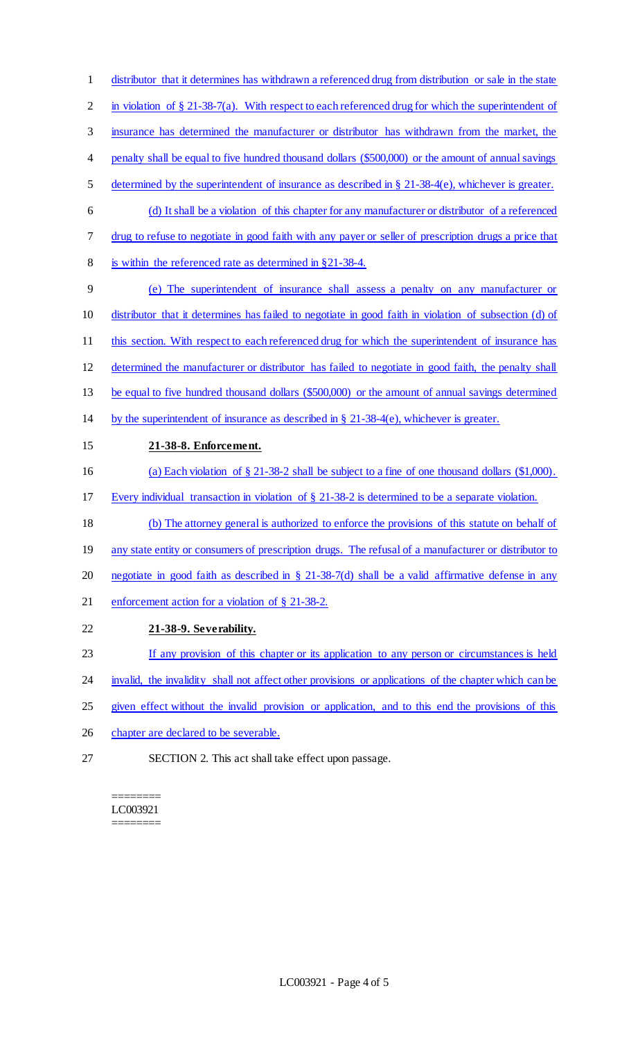distributor that it determines has withdrawn a referenced drug from distribution or sale in the state in violation of § 21-38-7(a). With respect to each referenced drug for which the superintendent of insurance has determined the manufacturer or distributor has withdrawn from the market, the penalty shall be equal to five hundred thousand dollars ($500,000) or the amount of annual savings determined by the superintendent of insurance as described in § 21-38-4(e), whichever is greater.

(d) It shall be a violation of this chapter for any manufacturer or distributor of a referenced drug to refuse to negotiate in good faith with any payer or seller of prescription drugs a price that is within the referenced rate as determined in §21-38-4.

(e) The superintendent of insurance shall assess a penalty on any manufacturer or distributor that it determines has failed to negotiate in good faith in violation of subsection (d) of this section. With respect to each referenced drug for which the superintendent of insurance has determined the manufacturer or distributor has failed to negotiate in good faith, the penalty shall be equal to five hundred thousand dollars ($500,000) or the amount of annual savings determined by the superintendent of insurance as described in § 21-38-4(e), whichever is greater.

**21-38-8. Enforcement.**

(a) Each violation of § 21-38-2 shall be subject to a fine of one thousand dollars ($1,000). Every individual transaction in violation of § 21-38-2 is determined to be a separate violation.

(b) The attorney general is authorized to enforce the provisions of this statute on behalf of any state entity or consumers of prescription drugs. The refusal of a manufacturer or distributor to negotiate in good faith as described in § 21-38-7(d) shall be a valid affirmative defense in any enforcement action for a violation of § 21-38-2.

**21-38-9. Severability.**

If any provision of this chapter or its application to any person or circumstances is held invalid, the invalidity shall not affect other provisions or applications of the chapter which can be given effect without the invalid provision or application, and to this end the provisions of this chapter are declared to be severable.

SECTION 2. This act shall take effect upon passage.

========
LC003921
========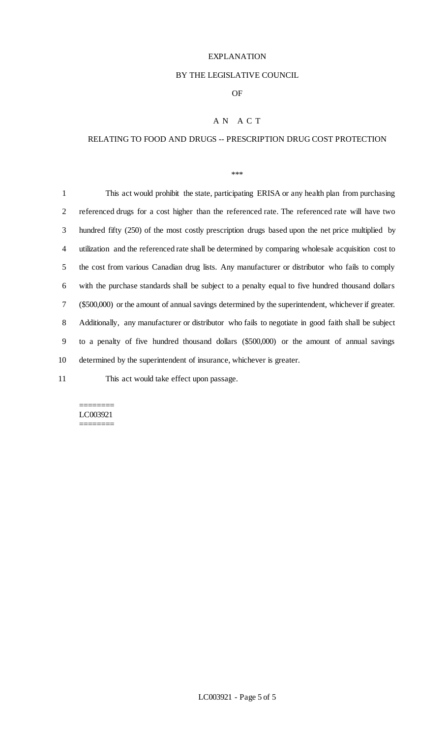EXPLANATION

BY THE LEGISLATIVE COUNCIL

OF

A N A C T

RELATING TO FOOD AND DRUGS -- PRESCRIPTION DRUG COST PROTECTION

***

This act would prohibit the state, participating ERISA or any health plan from purchasing referenced drugs for a cost higher than the referenced rate. The referenced rate will have two hundred fifty (250) of the most costly prescription drugs based upon the net price multiplied by utilization and the referenced rate shall be determined by comparing wholesale acquisition cost to the cost from various Canadian drug lists. Any manufacturer or distributor who fails to comply with the purchase standards shall be subject to a penalty equal to five hundred thousand dollars ($500,000) or the amount of annual savings determined by the superintendent, whichever if greater. Additionally, any manufacturer or distributor who fails to negotiate in good faith shall be subject to a penalty of five hundred thousand dollars ($500,000) or the amount of annual savings determined by the superintendent of insurance, whichever is greater.

This act would take effect upon passage.

========
LC003921
========